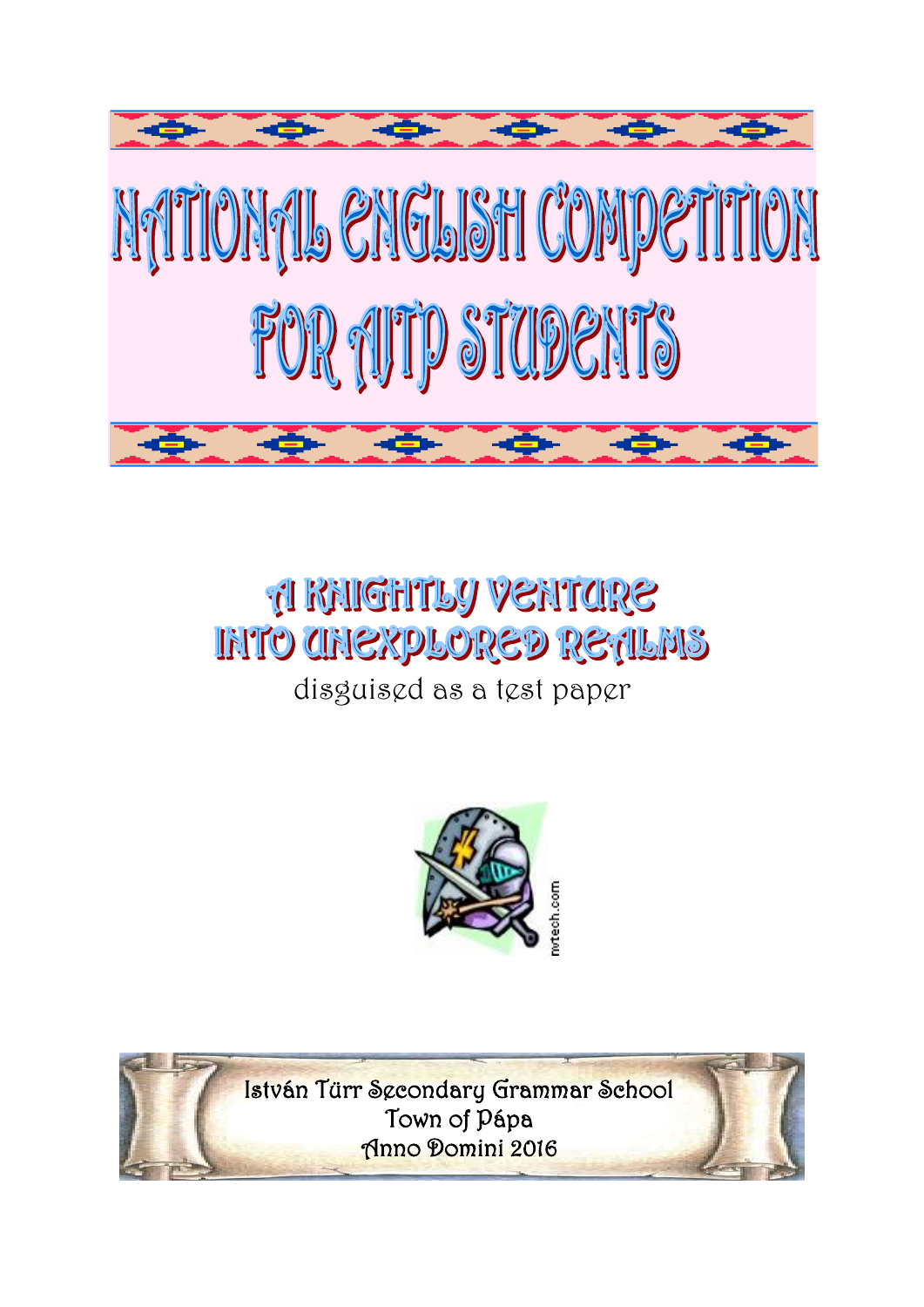# NATIONAL ENGLISH COMPETITION FOR AJTP STUDENTS

## A KNIGHTLY VENTURE INTO UNEXPLORED REALMS

disguised as a test paper

István Türr Secondary Grammar School
Town of Pápa
Anno Domini 2016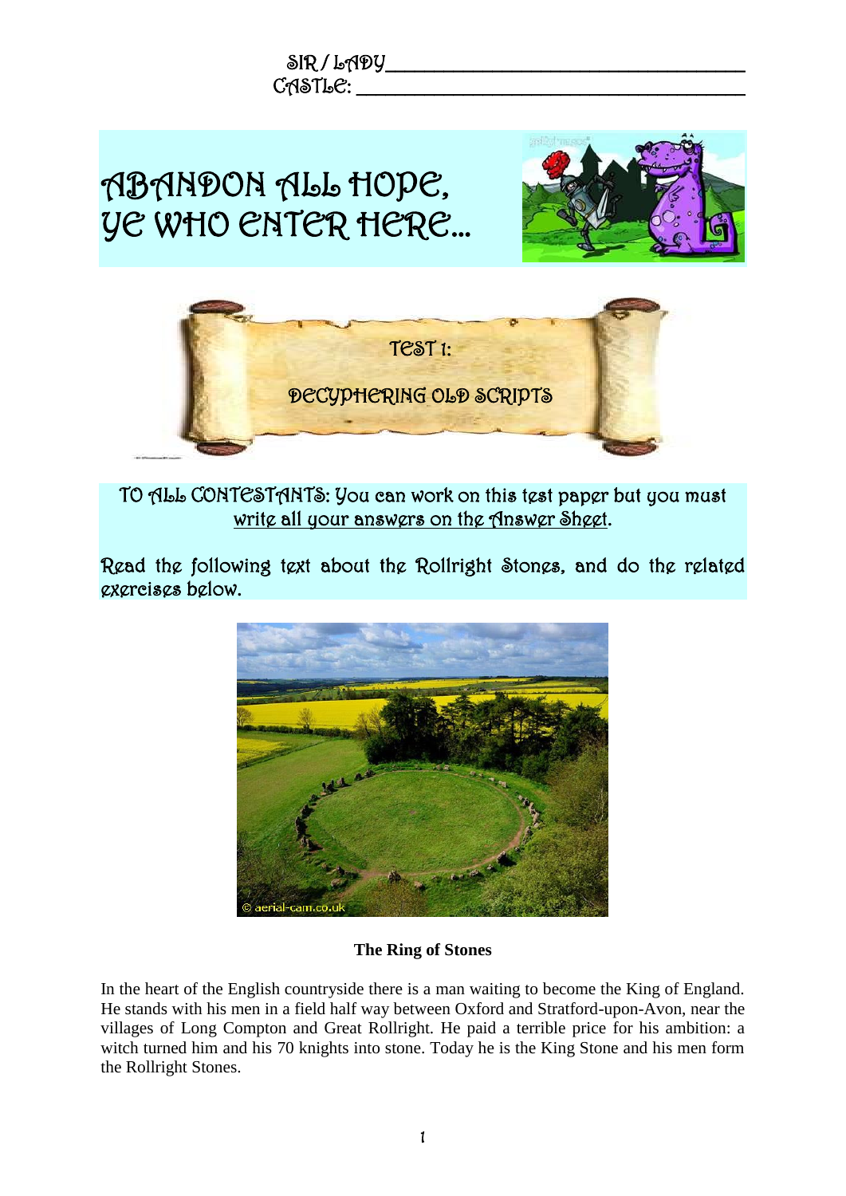SIR / LADY_______________________________________

CASTLE: _________________________________________

# ABANDON ALL HOPE, YE WHO ENTER HERE...

## TEST 1:

## DECYPHERING OLD SCRIPTS

TO ALL CONTESTANTS: You can work on this test paper but you must write all your answers on the Answer Sheet.

Read the following text about the Rollright Stones, and do the related exercises below.

### The Ring of Stones

In the heart of the English countryside there is a man waiting to become the King of England. He stands with his men in a field half way between Oxford and Stratford-upon-Avon, near the villages of Long Compton and Great Rollright. He paid a terrible price for his ambition: a witch turned him and his 70 knights into stone. Today he is the King Stone and his men form the Rollright Stones.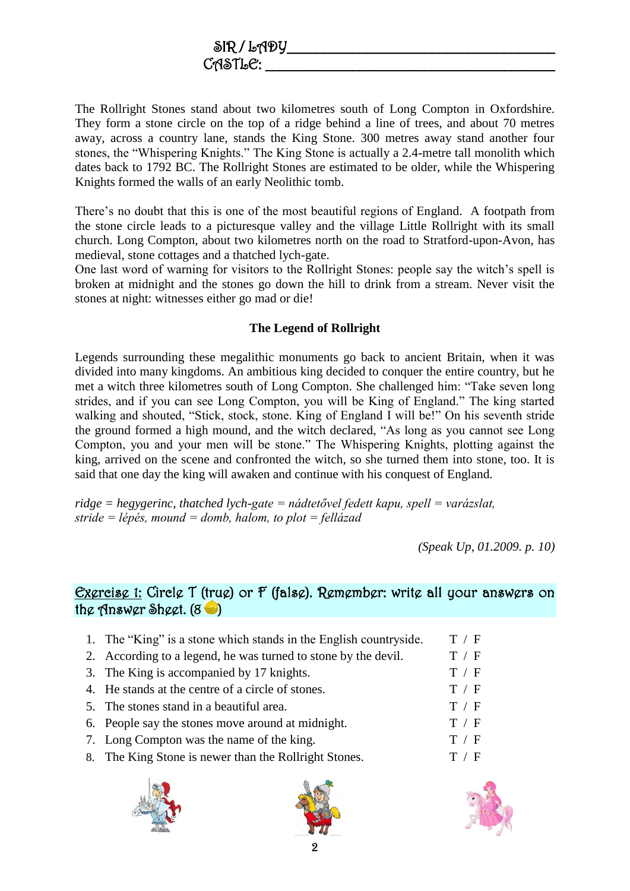SIR / LADY ___________________________________
CASTLE: ___________________________________

The Rollright Stones stand about two kilometres south of Long Compton in Oxfordshire. They form a stone circle on the top of a ridge behind a line of trees, and about 70 metres away, across a country lane, stands the King Stone. 300 metres away stand another four stones, the "Whispering Knights." The King Stone is actually a 2.4-metre tall monolith which dates back to 1792 BC. The Rollright Stones are estimated to be older, while the Whispering Knights formed the walls of an early Neolithic tomb.

There's no doubt that this is one of the most beautiful regions of England. A footpath from the stone circle leads to a picturesque valley and the village Little Rollright with its small church. Long Compton, about two kilometres north on the road to Stratford-upon-Avon, has medieval, stone cottages and a thatched lych-gate.
One last word of warning for visitors to the Rollright Stones: people say the witch's spell is broken at midnight and the stones go down the hill to drink from a stream. Never visit the stones at night: witnesses either go mad or die!

**The Legend of Rollright**

Legends surrounding these megalithic monuments go back to ancient Britain, when it was divided into many kingdoms. An ambitious king decided to conquer the entire country, but he met a witch three kilometres south of Long Compton. She challenged him: "Take seven long strides, and if you can see Long Compton, you will be King of England." The king started walking and shouted, "Stick, stock, stone. King of England I will be!" On his seventh stride the ground formed a high mound, and the witch declared, "As long as you cannot see Long Compton, you and your men will be stone." The Whispering Knights, plotting against the king, arrived on the scene and confronted the witch, so she turned them into stone, too. It is said that one day the king will awaken and continue with his conquest of England.

*ridge = hegygerinc, thatched lych-gate = nádtetővel fedett kapu, spell = varázslat, stride = lépés, mound = domb, halom, to plot = fellázad*

*(Speak Up, 01.2009. p. 10)*

## Exercise 1: Circle T (true) or F (false). Remember: write all your answers on the Answer Sheet. (8 )

1. The "King" is a stone which stands in the English countryside. T / F
2. According to a legend, he was turned to stone by the devil. T / F
3. The King is accompanied by 17 knights. T / F
4. He stands at the centre of a circle of stones. T / F
5. The stones stand in a beautiful area. T / F
6. People say the stones move around at midnight. T / F
7. Long Compton was the name of the king. T / F
8. The King Stone is newer than the Rollright Stones. T / F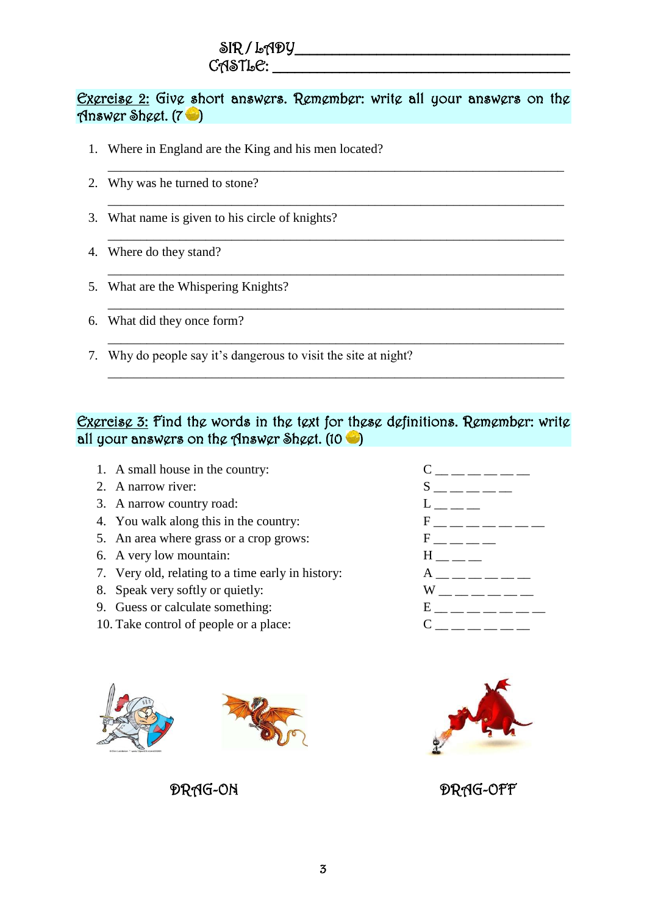SIR / LADY ___________________________________

CASTLE: ______________________________________

**Exercise 2:** Give short answers. Remember: write all your answers on the Answer Sheet. (7)

1. Where in England are the King and his men located?
   ______________________________________________________________
2. Why was he turned to stone?
   ______________________________________________________________
3. What name is given to his circle of knights?
   ______________________________________________________________
4. Where do they stand?
   ______________________________________________________________
5. What are the Whispering Knights?
   ______________________________________________________________
6. What did they once form?
   ______________________________________________________________
7. Why do people say it's dangerous to visit the site at night?
   ______________________________________________________________

**Exercise 3:** Find the words in the text for these definitions. Remember: write all your answers on the Answer Sheet. (10)

1. A small house in the country: C __ __ __ __ __ __
2. A narrow river: S __ __ __ __ __
3. A narrow country road: L __ __ __
4. You walk along this in the country: F __ __ __ __ __ __ __
5. An area where grass or a crop grows: F __ __ __ __
6. A very low mountain: H __ __ __
7. Very old, relating to a time early in history: A __ __ __ __ __ __
8. Speak very softly or quietly: W __ __ __ __ __ __
9. Guess or calculate something: E __ __ __ __ __ __ __
10. Take control of people or a place: C __ __ __ __ __ __

DRAG-ON

DRAG-OFF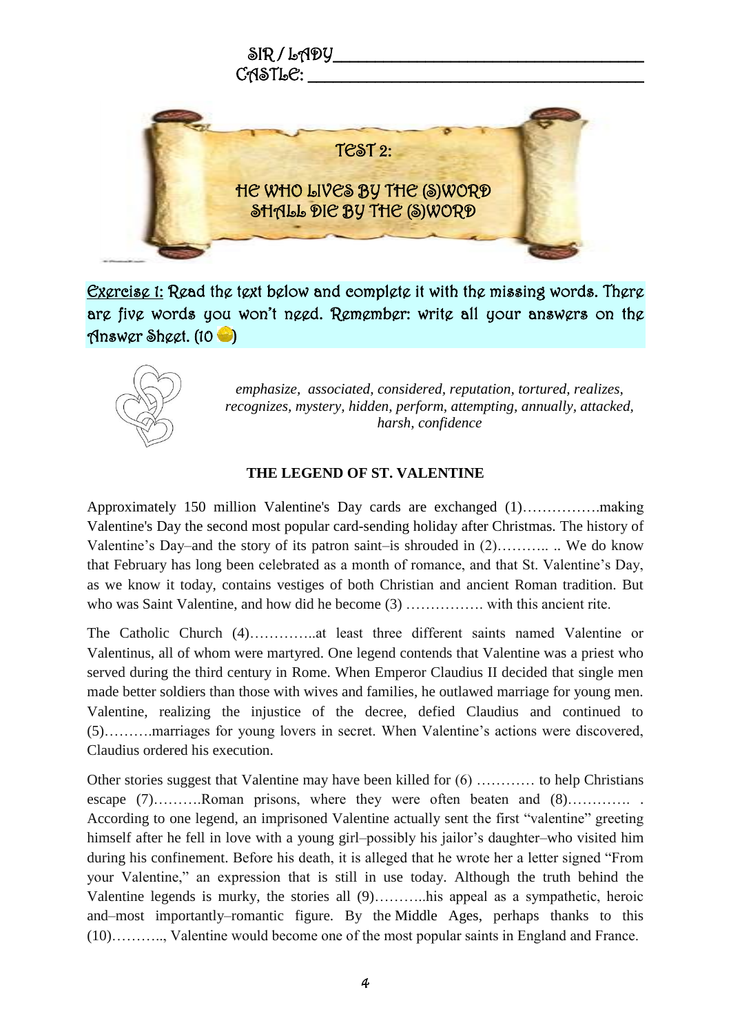SIR / LADY\_\_\_\_\_\_\_\_\_\_\_\_\_\_\_\_\_\_\_\_\_\_\_\_\_\_\_\_\_\_\_\_\_\_\_\_\_\_

CASTLE: \_\_\_\_\_\_\_\_\_\_\_\_\_\_\_\_\_\_\_\_\_\_\_\_\_\_\_\_\_\_\_\_\_\_\_\_\_\_

# TEST 2:

## HE WHO LIVES BY THE (S)WORD SHALL DIE BY THE (S)WORD

Exercise 1: Read the text below and complete it with the missing words. There are five words you won't need. Remember: write all your answers on the Answer Sheet. (10 )

*emphasize, associated, considered, reputation, tortured, realizes, recognizes, mystery, hidden, perform, attempting, annually, attacked, harsh, confidence*

**THE LEGEND OF ST. VALENTINE**

Approximately 150 million Valentine's Day cards are exchanged (1)…………….making Valentine's Day the second most popular card-sending holiday after Christmas. The history of Valentine's Day–and the story of its patron saint–is shrouded in (2)……….. .. We do know that February has long been celebrated as a month of romance, and that St. Valentine's Day, as we know it today, contains vestiges of both Christian and ancient Roman tradition. But who was Saint Valentine, and how did he become (3) ……………. with this ancient rite.

The Catholic Church (4)…………..at least three different saints named Valentine or Valentinus, all of whom were martyred. One legend contends that Valentine was a priest who served during the third century in Rome. When Emperor Claudius II decided that single men made better soldiers than those with wives and families, he outlawed marriage for young men. Valentine, realizing the injustice of the decree, defied Claudius and continued to (5)……….marriages for young lovers in secret. When Valentine's actions were discovered, Claudius ordered his execution.

Other stories suggest that Valentine may have been killed for (6) ………… to help Christians escape (7)……….Roman prisons, where they were often beaten and (8)…………. . According to one legend, an imprisoned Valentine actually sent the first "valentine" greeting himself after he fell in love with a young girl–possibly his jailor's daughter–who visited him during his confinement. Before his death, it is alleged that he wrote her a letter signed "From your Valentine," an expression that is still in use today. Although the truth behind the Valentine legends is murky, the stories all (9)………..his appeal as a sympathetic, heroic and–most importantly–romantic figure. By the Middle Ages, perhaps thanks to this (10)……….., Valentine would become one of the most popular saints in England and France.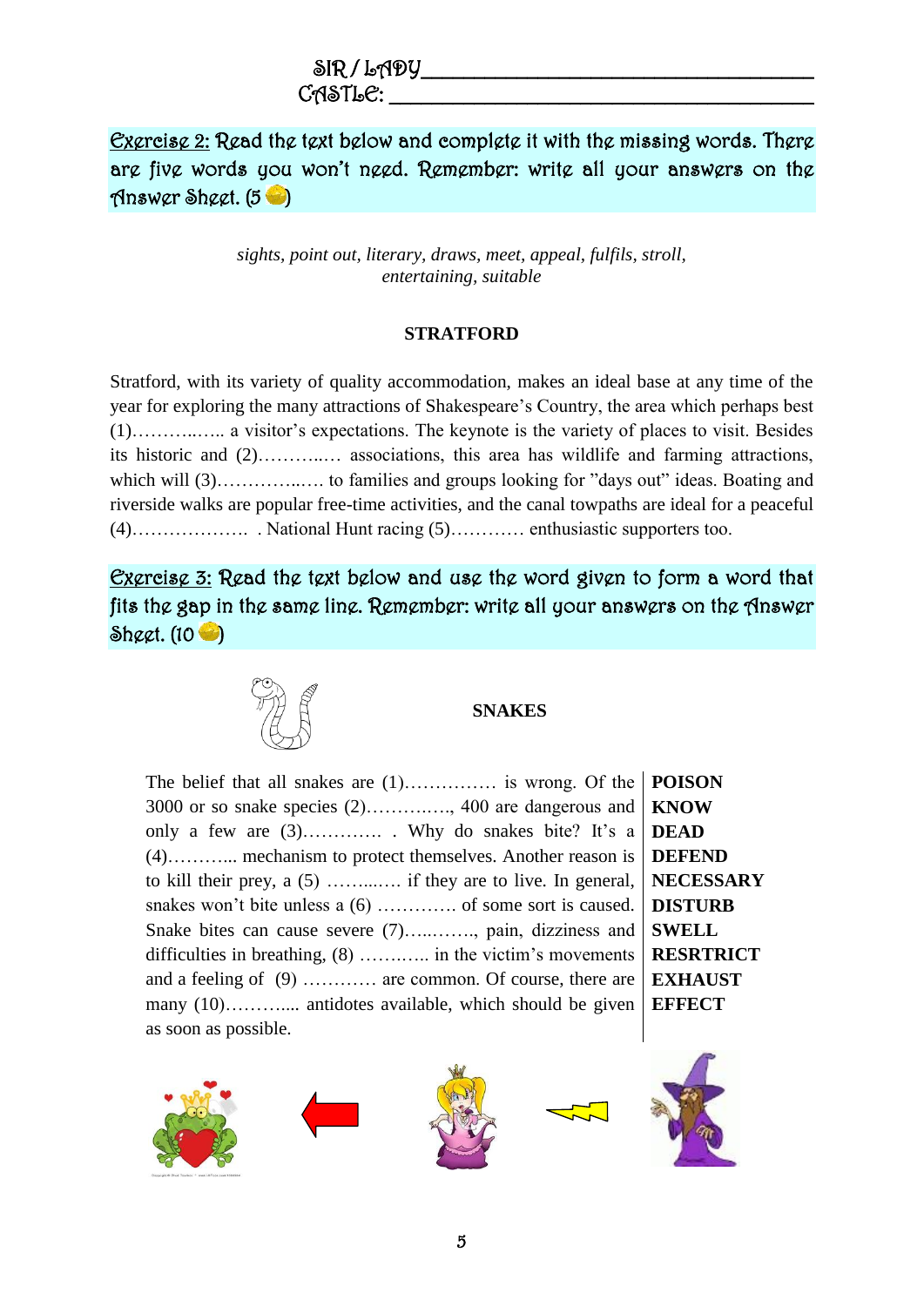SIR / LADY_______________________________________

CASTLE: _________________________________________

**Exercise 2:** Read the text below and complete it with the missing words. There are five words you won't need. Remember: write all your answers on the Answer Sheet. (5 )

*sights, point out, literary, draws, meet, appeal, fulfils, stroll, entertaining, suitable*

**STRATFORD**

Stratford, with its variety of quality accommodation, makes an ideal base at any time of the year for exploring the many attractions of Shakespeare's Country, the area which perhaps best (1)……….….. a visitor's expectations. The keynote is the variety of places to visit. Besides its historic and (2)………..… associations, this area has wildlife and farming attractions, which will (3)……………..…. to families and groups looking for "days out" ideas. Boating and riverside walks are popular free-time activities, and the canal towpaths are ideal for a peaceful (4)………………. . National Hunt racing (5)………… enthusiastic supporters too.

**Exercise 3:** Read the text below and use the word given to form a word that fits the gap in the same line. Remember: write all your answers on the Answer Sheet. (10 )

**SNAKES**

| | |
|---|---|
| The belief that all snakes are (1)…………… is wrong. Of the | **POISON** |
| 3000 or so snake species (2)…………..., 400 are dangerous and | **KNOW** |
| only a few are (3)…………. . Why do snakes bite? It's a | **DEAD** |
| (4)………... mechanism to protect themselves. Another reason is | **DEFEND** |
| to kill their prey, a (5) ……....…. if they are to live. In general, | **NECESSARY** |
| snakes won't bite unless a (6) …………. of some sort is caused. | **DISTURB** |
| Snake bites can cause severe (7)…...…….., pain, dizziness and | **SWELL** |
| difficulties in breathing, (8) ……..….. in the victim's movements | **RESRTRICT** |
| and a feeling of (9) ………… are common. Of course, there are | **EXHAUST** |
| many (10)………..... antidotes available, which should be given | **EFFECT** |
| as soon as possible. | |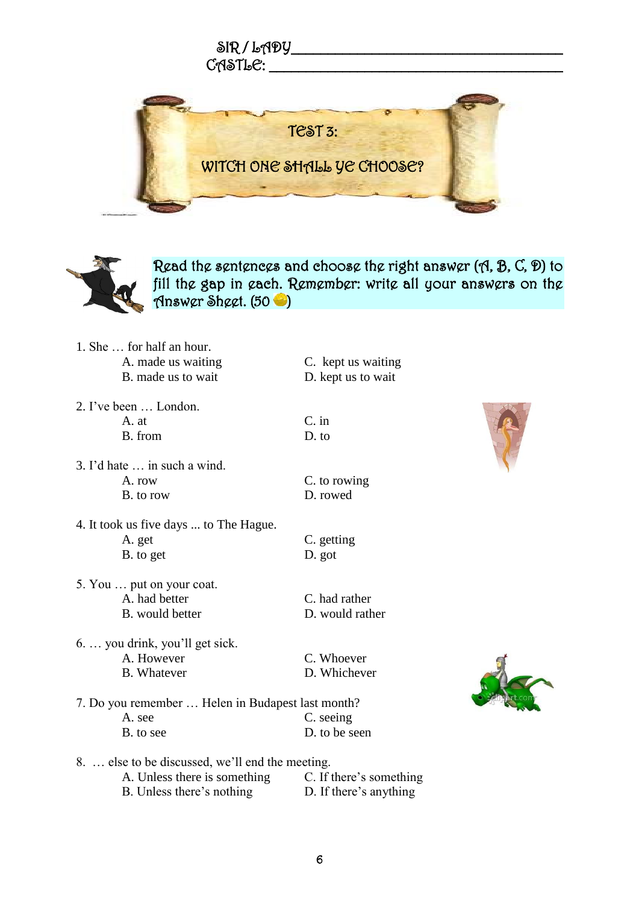SIR / LADY\_\_\_\_\_\_\_\_\_\_\_\_\_\_\_\_\_\_\_\_\_\_\_\_\_\_\_\_\_\_\_\_\_\_\_\_

CASTLE: \_\_\_\_\_\_\_\_\_\_\_\_\_\_\_\_\_\_\_\_\_\_\_\_\_\_\_\_\_\_\_\_\_\_\_\_

# TEST 3:

# WITCH ONE SHALL YE CHOOSE?

Read the sentences and choose the right answer (A, B, C, D) to fill the gap in each. Remember: write all your answers on the Answer Sheet. (50 )

1. She … for half an hour.
   - A. made us waiting
   - B. made us to wait
   - C. kept us waiting
   - D. kept us to wait

2. I've been … London.
   - A. at
   - B. from
   - C. in
   - D. to

3. I'd hate … in such a wind.
   - A. row
   - B. to row
   - C. to rowing
   - D. rowed

4. It took us five days ... to The Hague.
   - A. get
   - B. to get
   - C. getting
   - D. got

5. You … put on your coat.
   - A. had better
   - B. would better
   - C. had rather
   - D. would rather

6. … you drink, you'll get sick.
   - A. However
   - B. Whatever
   - C. Whoever
   - D. Whichever

7. Do you remember … Helen in Budapest last month?
   - A. see
   - B. to see
   - C. seeing
   - D. to be seen

8. … else to be discussed, we'll end the meeting.
   - A. Unless there is something
   - B. Unless there's nothing
   - C. If there's something
   - D. If there's anything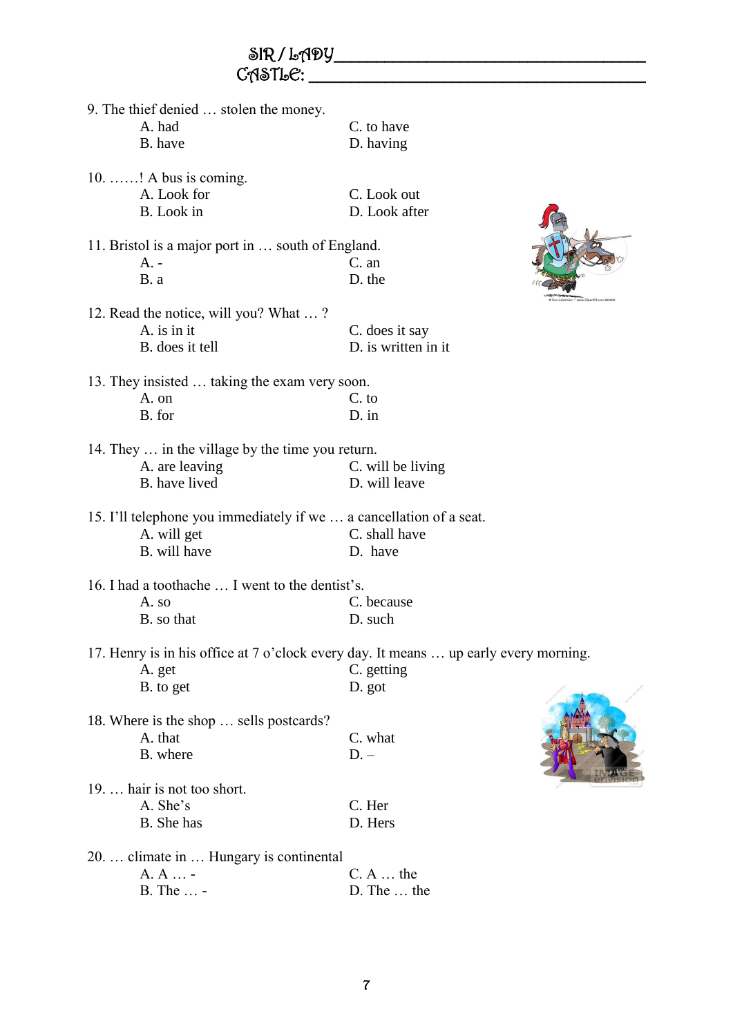SIR / LADY ___________________________________

CASTLE: _____________________________________

9. The thief denied … stolen the money.
   A. had
   B. have
   C. to have
   D. having

10. ……! A bus is coming.
   A. Look for
   B. Look in
   C. Look out
   D. Look after

11. Bristol is a major port in … south of England.
   A. -
   B. a
   C. an
   D. the

12. Read the notice, will you? What … ?
   A. is in it
   B. does it tell
   C. does it say
   D. is written in it

13. They insisted … taking the exam very soon.
   A. on
   B. for
   C. to
   D. in

14. They … in the village by the time you return.
   A. are leaving
   B. have lived
   C. will be living
   D. will leave

15. I'll telephone you immediately if we … a cancellation of a seat.
   A. will get
   B. will have
   C. shall have
   D. have

16. I had a toothache … I went to the dentist's.
   A. so
   B. so that
   C. because
   D. such

17. Henry is in his office at 7 o'clock every day. It means … up early every morning.
   A. get
   B. to get
   C. getting
   D. got

18. Where is the shop … sells postcards?
   A. that
   B. where
   C. what
   D. –

19. … hair is not too short.
   A. She's
   B. She has
   C. Her
   D. Hers

20. … climate in … Hungary is continental
   A. A … -
   B. The … -
   C. A … the
   D. The … the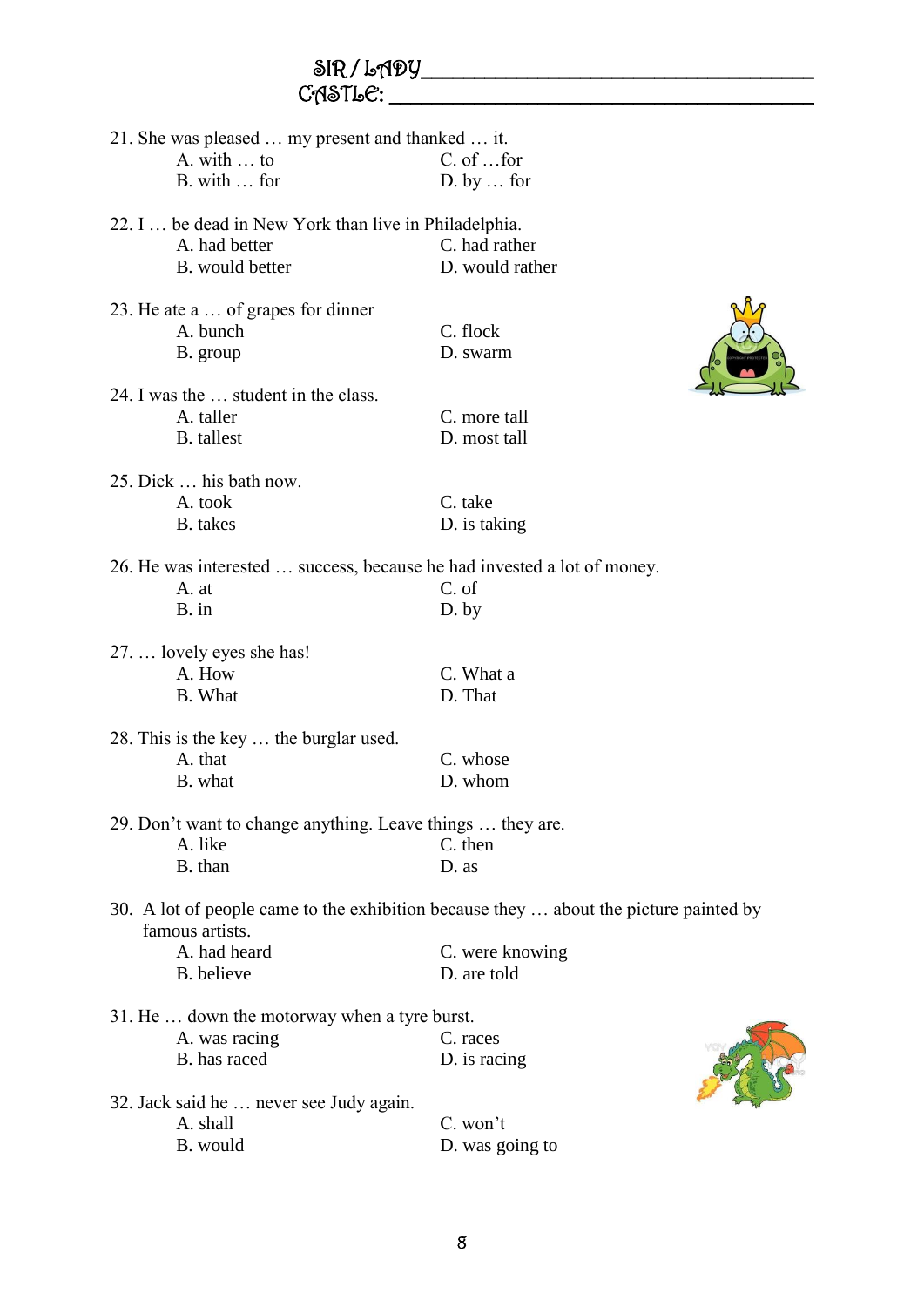SIR / LADY________________________________________

CASTLE: __________________________________________

21. She was pleased … my present and thanked … it.
    - A. with … to
    - B. with … for
    - C. of …for
    - D. by … for

22. I … be dead in New York than live in Philadelphia.
    - A. had better
    - B. would better
    - C. had rather
    - D. would rather

23. He ate a … of grapes for dinner
    - A. bunch
    - B. group
    - C. flock
    - D. swarm

24. I was the … student in the class.
    - A. taller
    - B. tallest
    - C. more tall
    - D. most tall

25. Dick … his bath now.
    - A. took
    - B. takes
    - C. take
    - D. is taking

26. He was interested … success, because he had invested a lot of money.
    - A. at
    - B. in
    - C. of
    - D. by

27. … lovely eyes she has!
    - A. How
    - B. What
    - C. What a
    - D. That

28. This is the key … the burglar used.
    - A. that
    - B. what
    - C. whose
    - D. whom

29. Don't want to change anything. Leave things … they are.
    - A. like
    - B. than
    - C. then
    - D. as

30. A lot of people came to the exhibition because they … about the picture painted by famous artists.
    - A. had heard
    - B. believe
    - C. were knowing
    - D. are told

31. He … down the motorway when a tyre burst.
    - A. was racing
    - B. has raced
    - C. races
    - D. is racing

32. Jack said he … never see Judy again.
    - A. shall
    - B. would
    - C. won't
    - D. was going to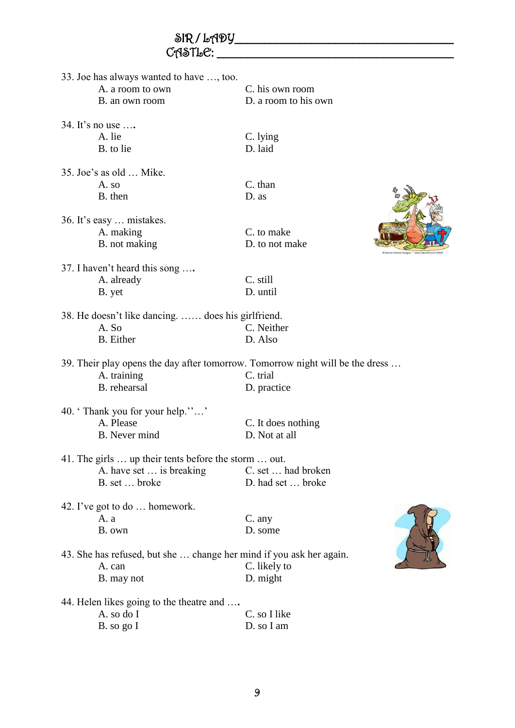SIR / LADY___________________________________
CASTLE: ______________________________________

33. Joe has always wanted to have …, too.
   A. a room to own
   B. an own room
   C. his own room
   D. a room to his own

34. It's no use ….
   A. lie
   B. to lie
   C. lying
   D. laid

35. Joe's as old … Mike.
   A. so
   B. then
   C. than
   D. as

36. It's easy … mistakes.
   A. making
   B. not making
   C. to make
   D. to not make

37. I haven't heard this song ….
   A. already
   B. yet
   C. still
   D. until

38. He doesn't like dancing. …… does his girlfriend.
   A. So
   B. Either
   C. Neither
   D. Also

39. Their play opens the day after tomorrow. Tomorrow night will be the dress …
   A. training
   B. rehearsal
   C. trial
   D. practice

40. ' Thank you for your help.''…'
   A. Please
   B. Never mind
   C. It does nothing
   D. Not at all

41. The girls … up their tents before the storm … out.
   A. have set … is breaking
   B. set … broke
   C. set … had broken
   D. had set … broke

42. I've got to do … homework.
   A. a
   B. own
   C. any
   D. some

43. She has refused, but she … change her mind if you ask her again.
   A. can
   B. may not
   C. likely to
   D. might

44. Helen likes going to the theatre and ….
   A. so do I
   B. so go I
   C. so I like
   D. so I am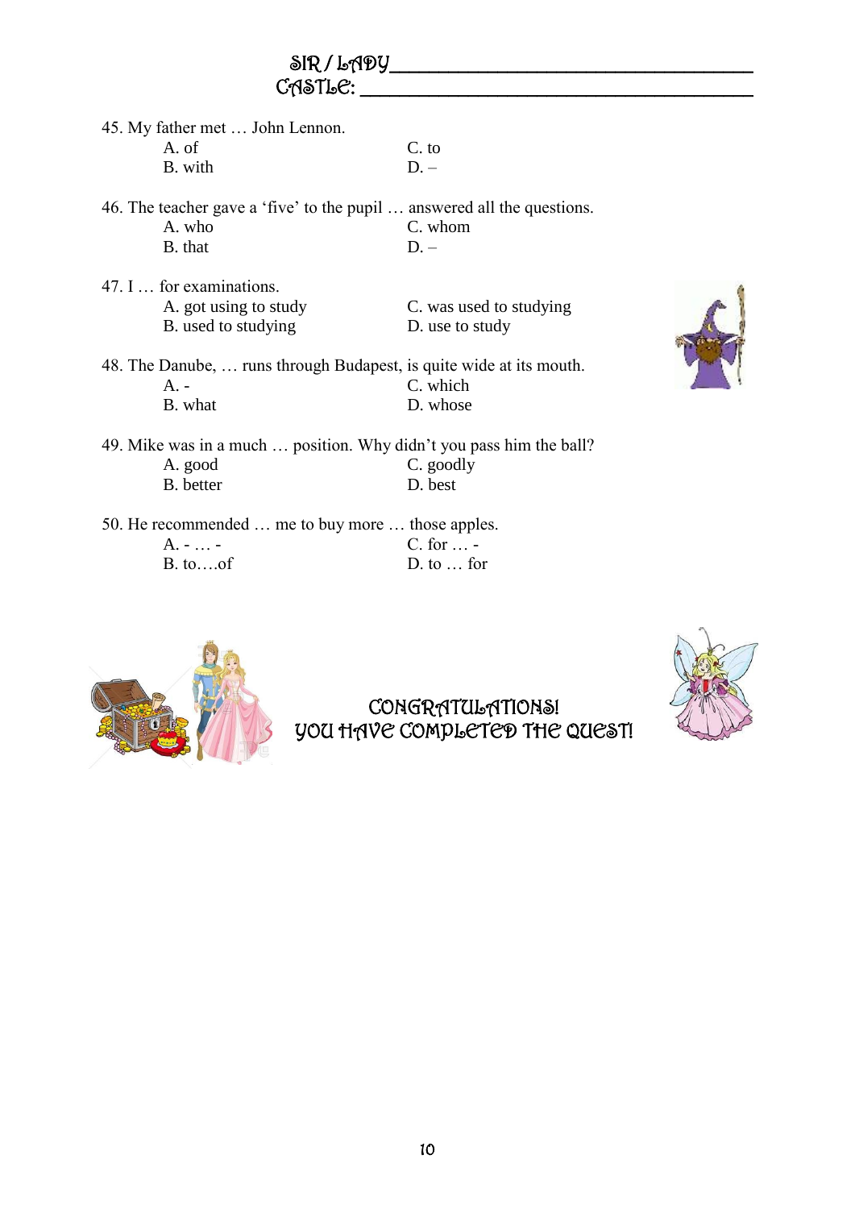SIR / LADY_______________________________

CASTLE: _________________________________

45. My father met … John Lennon.
   - A. of
   - B. with
   - C. to
   - D. –

46. The teacher gave a 'five' to the pupil … answered all the questions.
   - A. who
   - B. that
   - C. whom
   - D. –

47. I … for examinations.
   - A. got using to study
   - B. used to studying
   - C. was used to studying
   - D. use to study

48. The Danube, … runs through Budapest, is quite wide at its mouth.
   - A. -
   - B. what
   - C. which
   - D. whose

49. Mike was in a much … position. Why didn't you pass him the ball?
   - A. good
   - B. better
   - C. goodly
   - D. best

50. He recommended … me to buy more … those apples.
   - A. - … -
   - B. to….of
   - C. for … -
   - D. to … for

CONGRATULATIONS!

YOU HAVE COMPLETED THE QUEST!